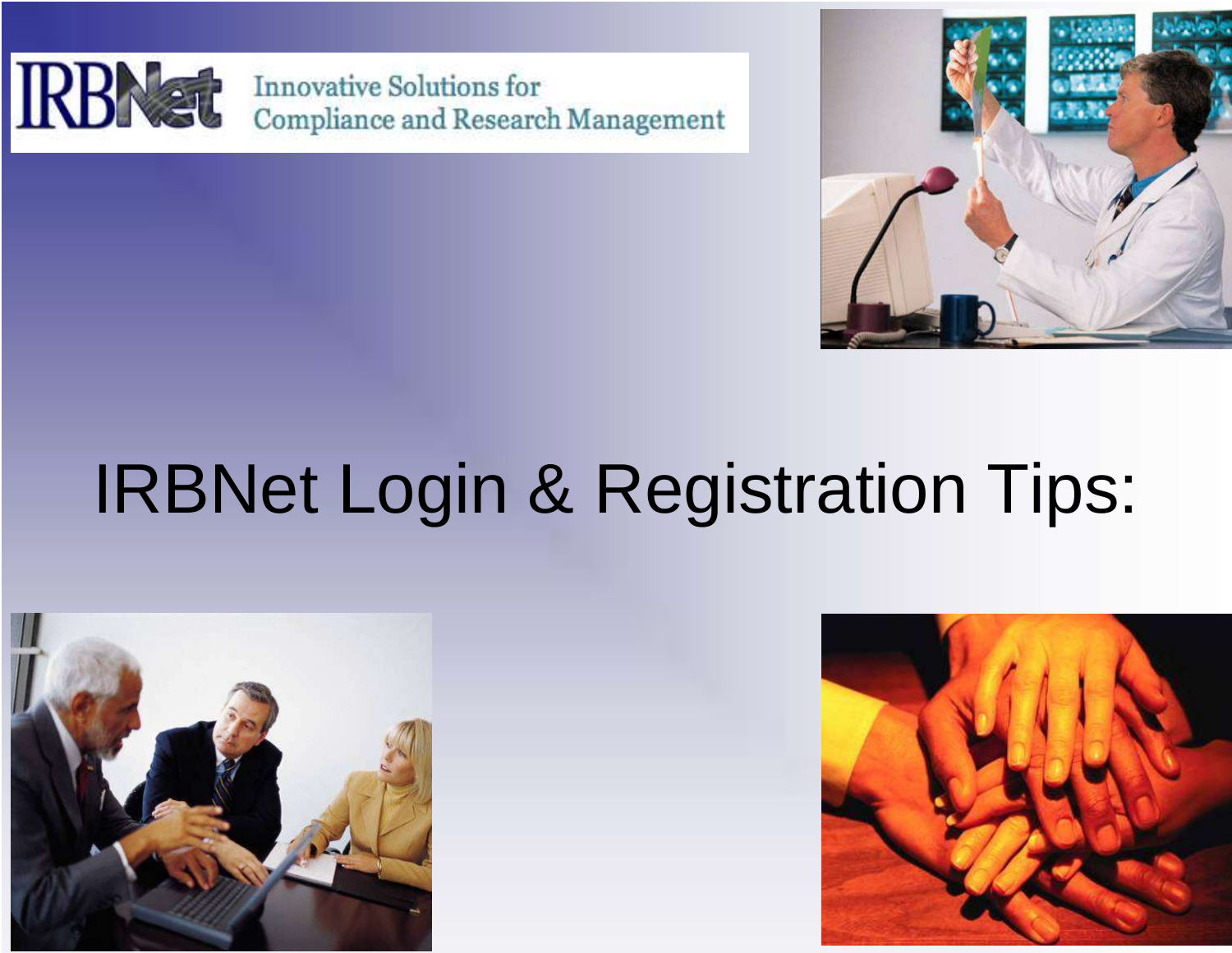IRBNet Innovative Solutions for Compliance and Research Management

# IRBNet Login & Registration Tips: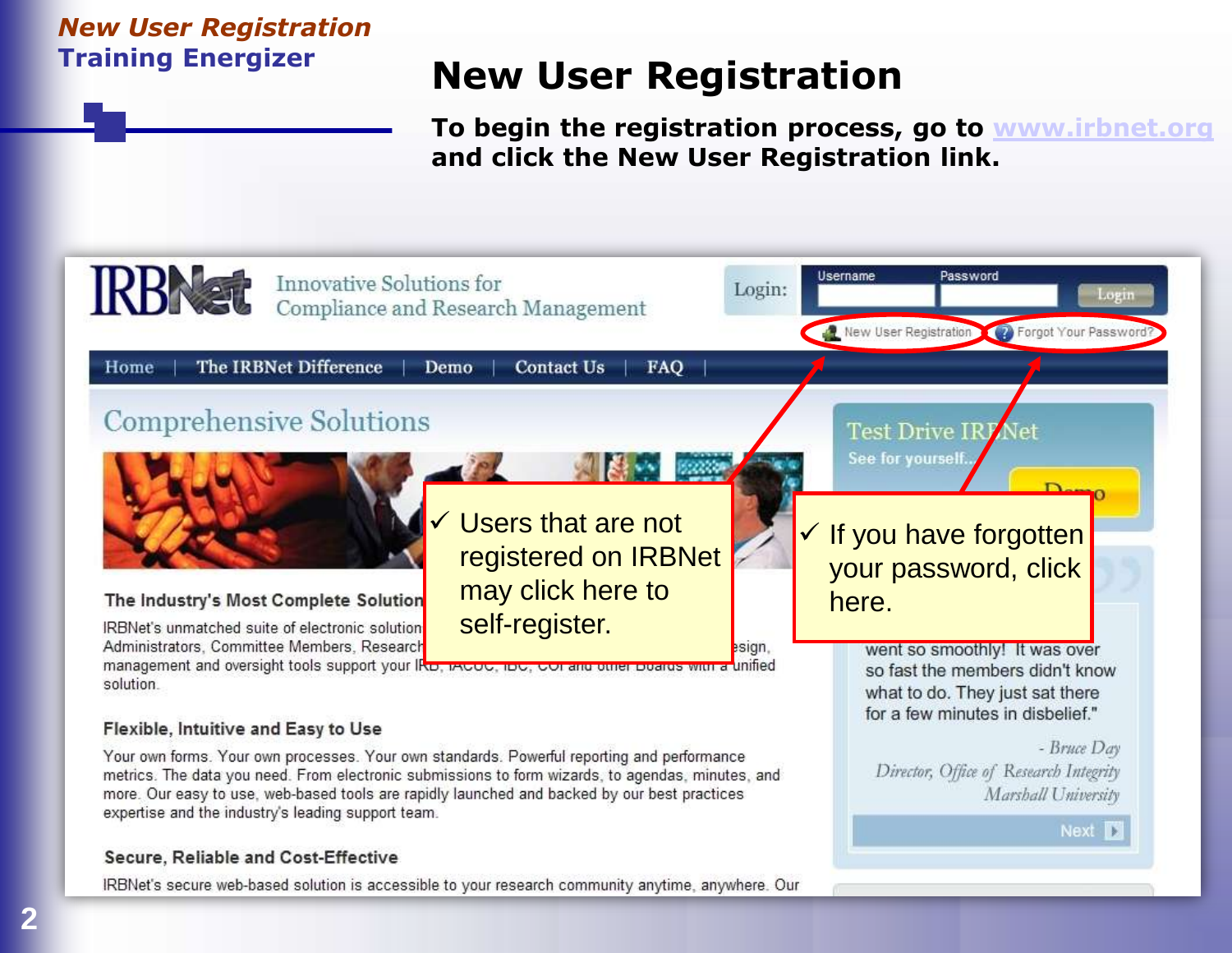## New User Registration

**To begin the registration process, go to [www.irbnet.org](www.irbnet.org) and click the New User Registration link.**

✓ Users that are not registered on IRBNet may click here to self-register.

✓ If you have forgotten your password, click here.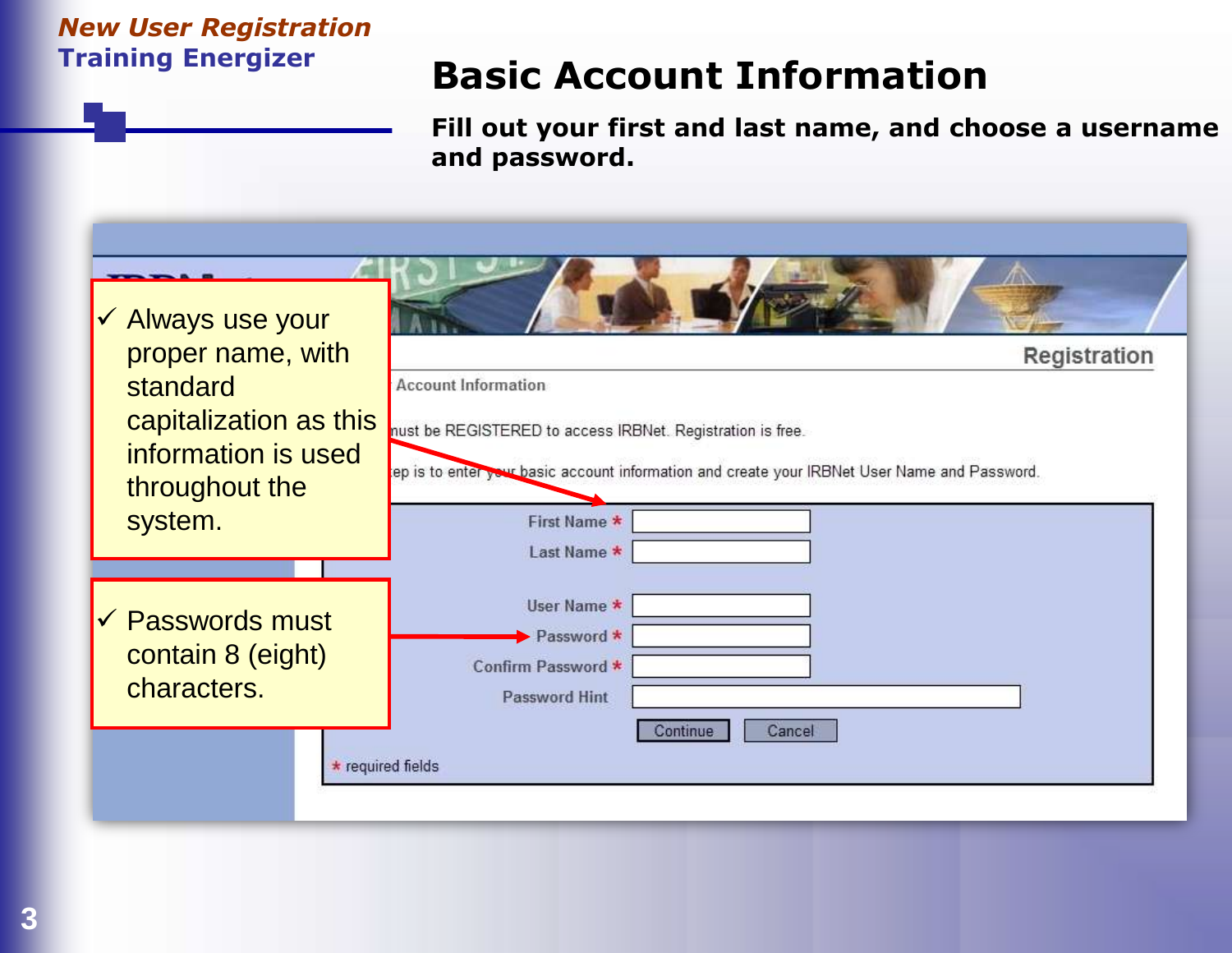*New User Registration*
**Training Energizer**

# Basic Account Information

**Fill out your first and last name, and choose a username and password.**

Registration

Account Information

must be REGISTERED to access IRBNet. Registration is free.

ep is to enter your basic account information and create your IRBNet User Name and Password.

- ✓ Always use your proper name, with standard capitalization as this information is used throughout the system.

First Name *

Last Name *

User Name *

Password *

Confirm Password *

Password Hint

Continue | Cancel

* required fields

- ✓ Passwords must contain 8 (eight) characters.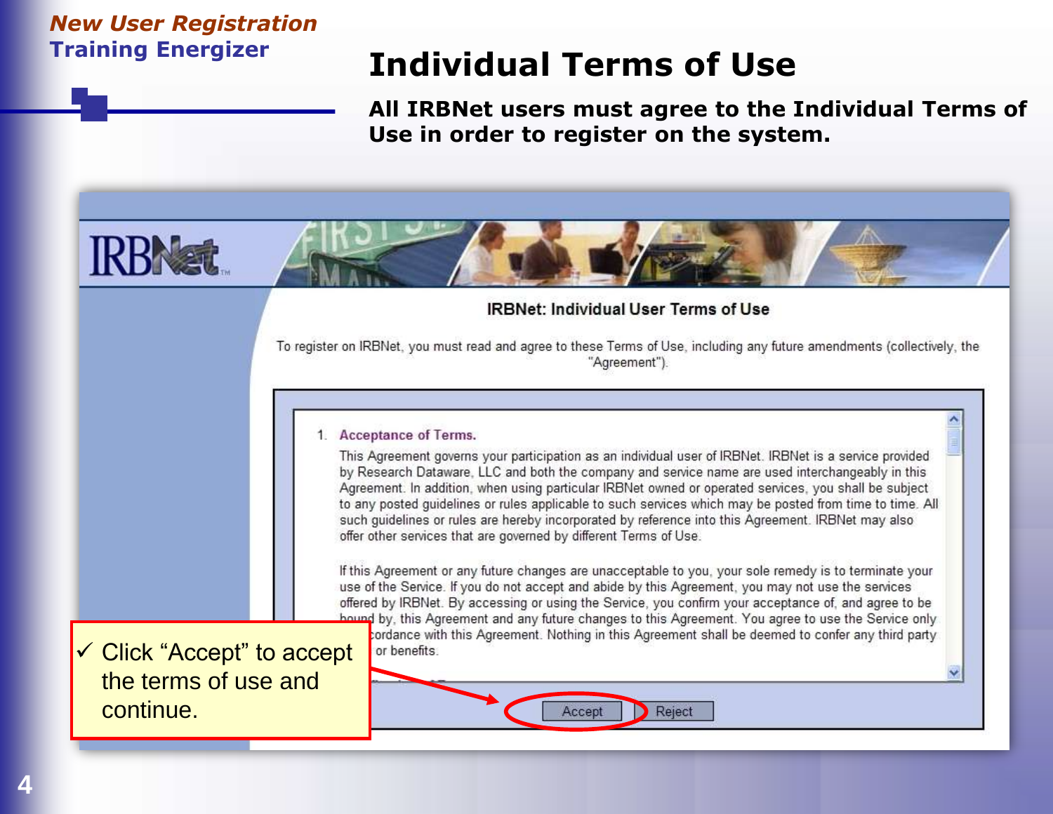*New User Registration*
**Training Energizer**

# Individual Terms of Use

**All IRBNet users must agree to the Individual Terms of Use in order to register on the system.**

IRBNet

**IRBNet: Individual User Terms of Use**

To register on IRBNet, you must read and agree to these Terms of Use, including any future amendments (collectively, the "Agreement").

1. Acceptance of Terms.

This Agreement governs your participation as an individual user of IRBNet. IRBNet is a service provided by Research Dataware, LLC and both the company and service name are used interchangeably in this Agreement. In addition, when using particular IRBNet owned or operated services, you shall be subject to any posted guidelines or rules applicable to such services which may be posted from time to time. All such guidelines or rules are hereby incorporated by reference into this Agreement. IRBNet may also offer other services that are governed by different Terms of Use.

If this Agreement or any future changes are unacceptable to you, your sole remedy is to terminate your use of the Service. If you do not accept and abide by this Agreement, you may not use the services offered by IRBNet. By accessing or using the Service, you confirm your acceptance of, and agree to be bound by, this Agreement and any future changes to this Agreement. You agree to use the Service only ...cordance with this Agreement. Nothing in this Agreement shall be deemed to confer any third party ... or benefits.

Accept | Reject

- ✓ Click "Accept" to accept the terms of use and continue.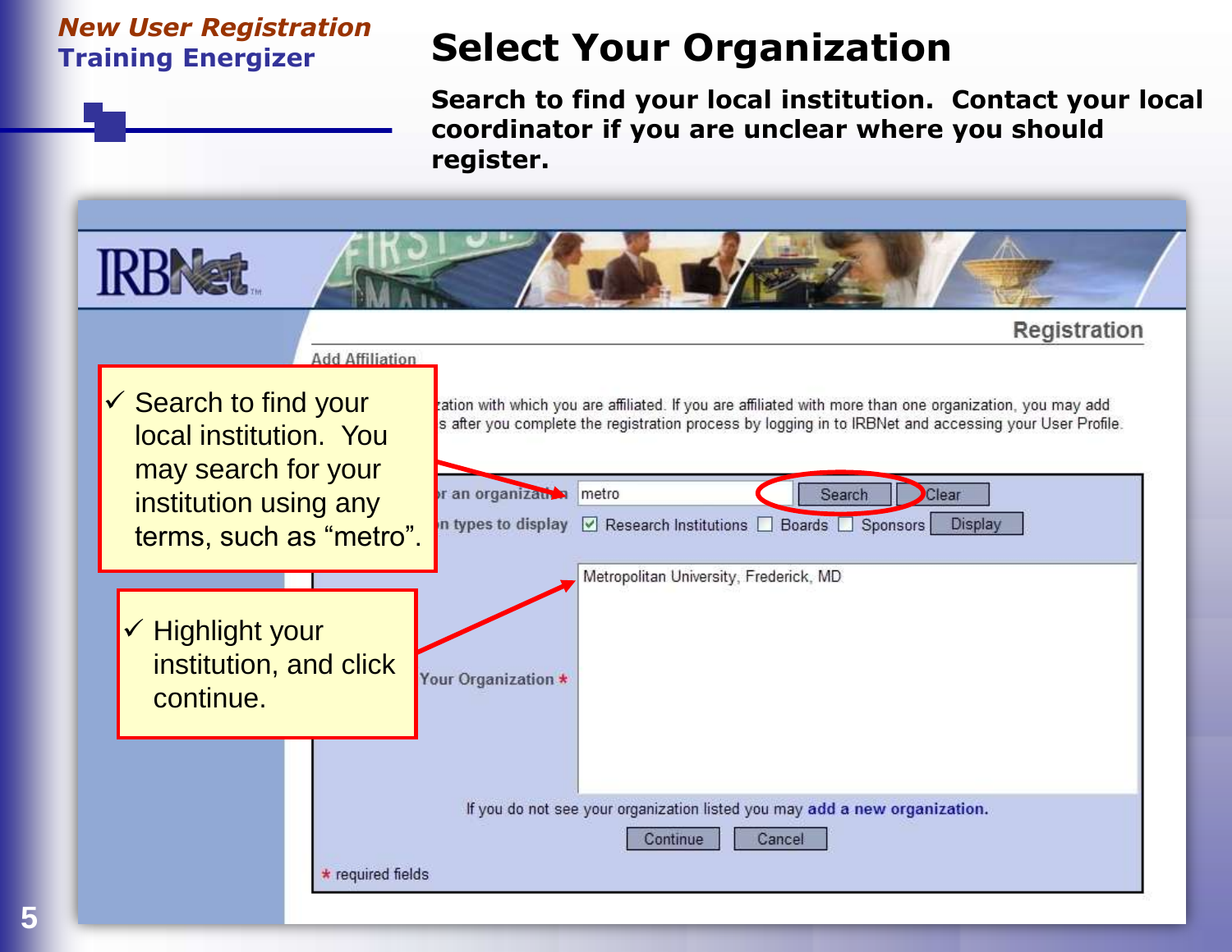*New User Registration*
**Training Energizer**

# Select Your Organization

**Search to find your local institution. Contact your local coordinator if you are unclear where you should register.**

IRBNet

Registration

Add Affiliation

...zation with which you are affiliated. If you are affiliated with more than one organization, you may add ...s after you complete the registration process by logging in to IRBNet and accessing your User Profile.

...r an organization: metro [Search] [Clear]

...n types to display: ☑ Research Institutions ☐ Boards ☐ Sponsors [Display]

Your Organization *: Metropolitan University, Frederick, MD

If you do not see your organization listed you may **add a new organization.**

[Continue] [Cancel]

\* required fields

- ✓ Search to find your local institution. You may search for your institution using any terms, such as "metro".
- ✓ Highlight your institution, and click continue.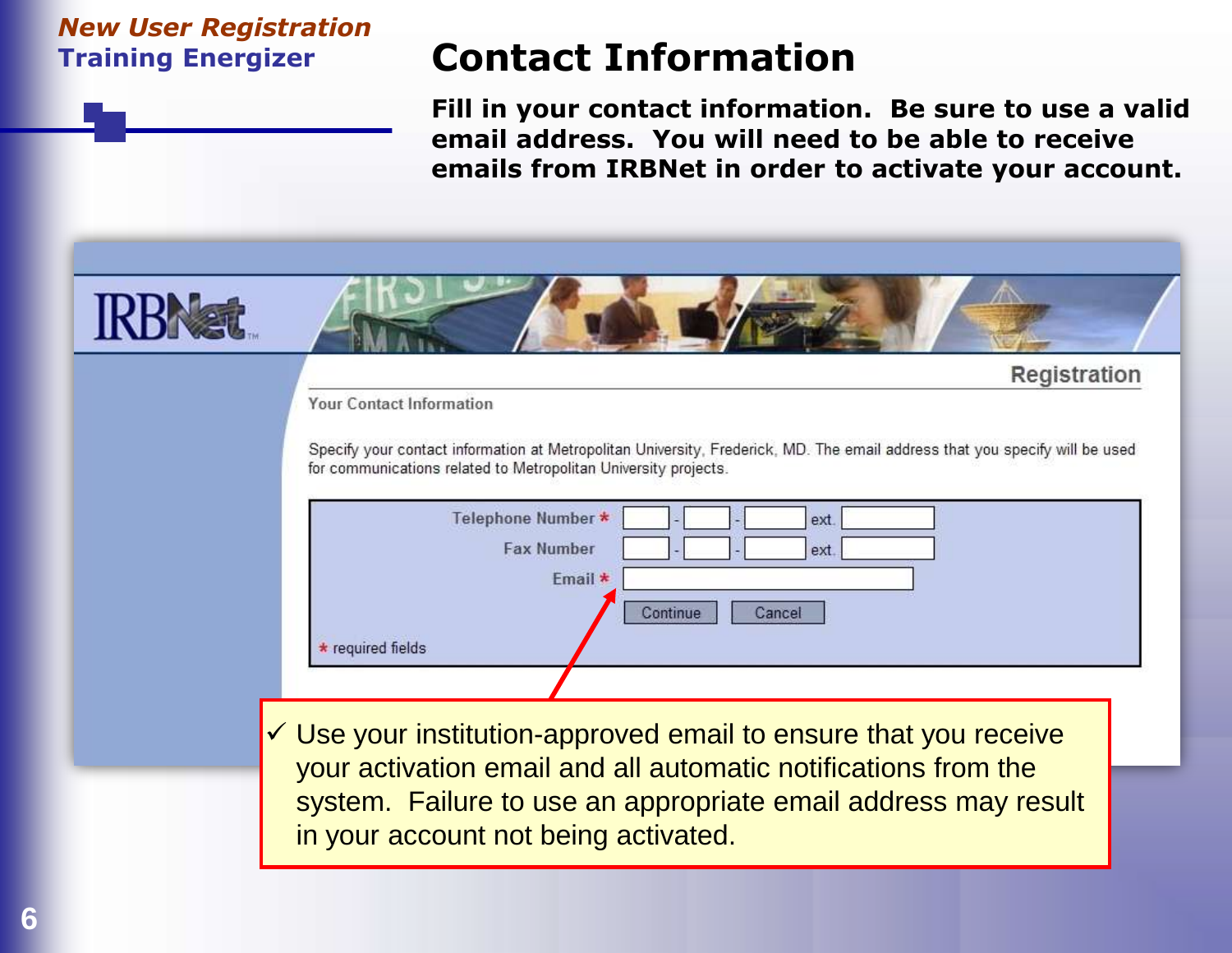*New User Registration*
**Training Energizer**

# Contact Information

**Fill in your contact information. Be sure to use a valid email address. You will need to be able to receive emails from IRBNet in order to activate your account.**

IRBNet

Registration

Your Contact Information

Specify your contact information at Metropolitan University, Frederick, MD. The email address that you specify will be used for communications related to Metropolitan University projects.

Telephone Number * [ ] - [ ] - [ ] ext. [ ]

Fax Number [ ] - [ ] - [ ] ext. [ ]

Email * [ ]

Continue Cancel

* required fields

- ✓ Use your institution-approved email to ensure that you receive your activation email and all automatic notifications from the system. Failure to use an appropriate email address may result in your account not being activated.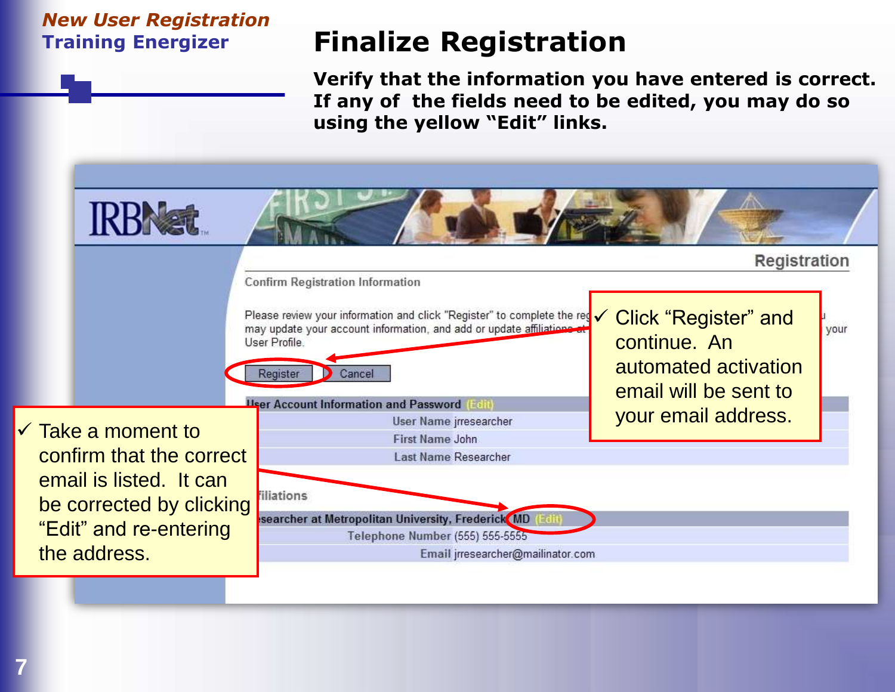*New User Registration*
**Training Energizer**

# Finalize Registration

**Verify that the information you have entered is correct. If any of the fields need to be edited, you may do so using the yellow "Edit" links.**

IRBNet

Registration

Confirm Registration Information

Please review your information and click "Register" to complete the reg... may update your account information, and add or update affiliations at ... your User Profile.

Register | Cancel

User Account Information and Password (Edit)

User Name jrresearcher
First Name John
Last Name Researcher

...filiations

...searcher at Metropolitan University, Frederick, MD (Edit)

Telephone Number (555) 555-5555
Email jrresearcher@mailinator.com

- ✓ Click "Register" and continue. An automated activation email will be sent to your email address.

- ✓ Take a moment to confirm that the correct email is listed. It can be corrected by clicking "Edit" and re-entering the address.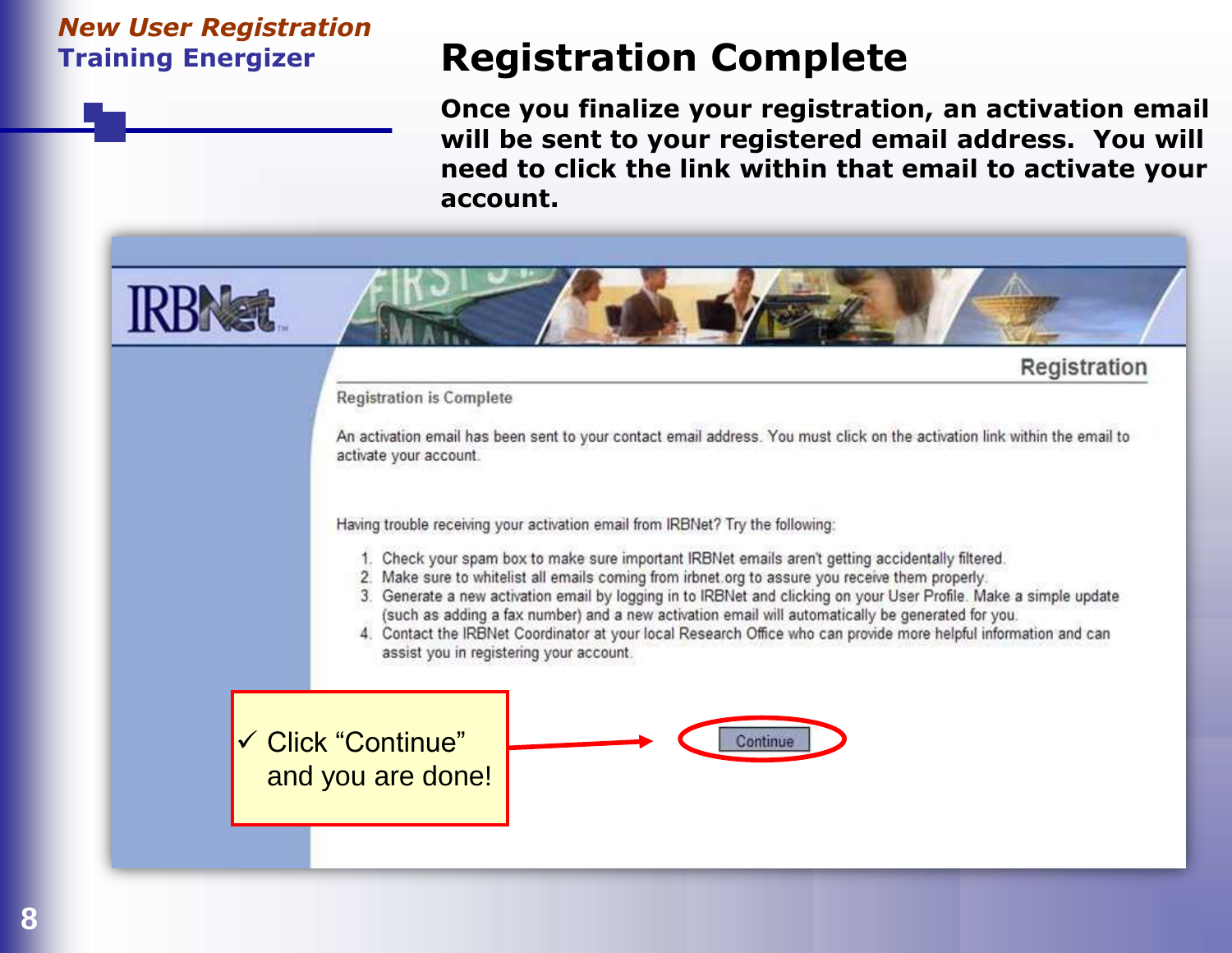*New User Registration*
**Training Energizer**

# Registration Complete

**Once you finalize your registration, an activation email will be sent to your registered email address. You will need to click the link within that email to activate your account.**

IRBNet

## Registration

Registration is Complete

An activation email has been sent to your contact email address. You must click on the activation link within the email to activate your account.

Having trouble receiving your activation email from IRBNet? Try the following:

1. Check your spam box to make sure important IRBNet emails aren't getting accidentally filtered.
2. Make sure to whitelist all emails coming from irbnet.org to assure you receive them properly.
3. Generate a new activation email by logging in to IRBNet and clicking on your User Profile. Make a simple update (such as adding a fax number) and a new activation email will automatically be generated for you.
4. Contact the IRBNet Coordinator at your local Research Office who can provide more helpful information and can assist you in registering your account.

✓ Click "Continue" and you are done!

Continue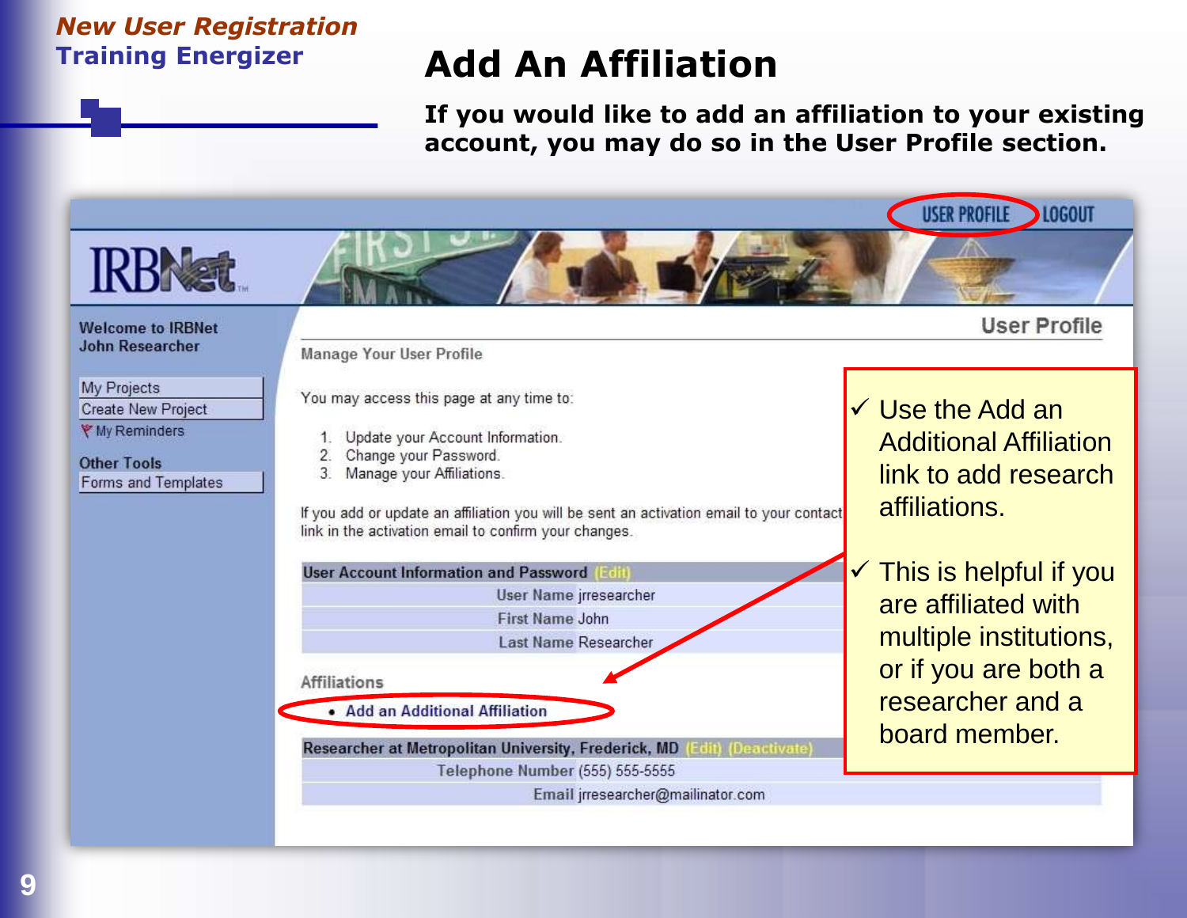*New User Registration*
**Training Energizer**

# Add An Affiliation

**If you would like to add an affiliation to your existing account, you may do so in the User Profile section.**

USER PROFILE LOGOUT

IRBNet

Welcome to IRBNet
John Researcher

- My Projects
- Create New Project
- My Reminders

Other Tools

- Forms and Templates

## User Profile

Manage Your User Profile

You may access this page at any time to:

1. Update your Account Information.
2. Change your Password.
3. Manage your Affiliations.

If you add or update an affiliation you will be sent an activation email to your contact link in the activation email to confirm your changes.

| User Account Information and Password (Edit) |
|---|
| User Name jrresearcher |
| First Name John |
| Last Name Researcher |

Affiliations

- Add an Additional Affiliation

| Researcher at Metropolitan University, Frederick, MD (Edit) (Deactivate) |
|---|
| Telephone Number (555) 555-5555 |
| Email jrresearcher@mailinator.com |

- ✓ Use the Add an Additional Affiliation link to add research affiliations.
- ✓ This is helpful if you are affiliated with multiple institutions, or if you are both a researcher and a board member.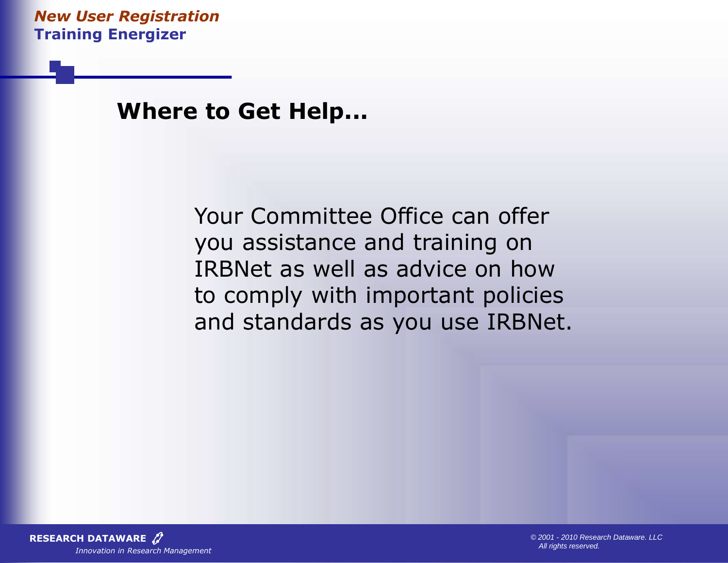## Where to Get Help…

Your Committee Office can offer you assistance and training on IRBNet as well as advice on how to comply with important policies and standards as you use IRBNet.